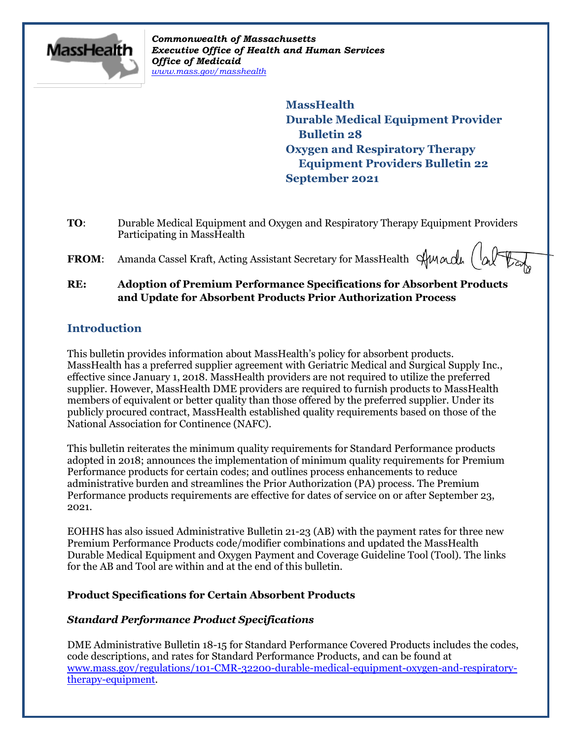*Commonwealth of Massachusetts*
*Executive Office of Health and Human Services*
*Office of Medicaid*
*www.mass.gov/masshealth*

**MassHealth**
**Durable Medical Equipment Provider Bulletin 28**
**Oxygen and Respiratory Therapy Equipment Providers Bulletin 22**
**September 2021**

**TO**: Durable Medical Equipment and Oxygen and Respiratory Therapy Equipment Providers Participating in MassHealth

**FROM**: Amanda Cassel Kraft, Acting Assistant Secretary for MassHealth

**RE: Adoption of Premium Performance Specifications for Absorbent Products and Update for Absorbent Products Prior Authorization Process**

## Introduction

This bulletin provides information about MassHealth's policy for absorbent products. MassHealth has a preferred supplier agreement with Geriatric Medical and Surgical Supply Inc., effective since January 1, 2018. MassHealth providers are not required to utilize the preferred supplier. However, MassHealth DME providers are required to furnish products to MassHealth members of equivalent or better quality than those offered by the preferred supplier. Under its publicly procured contract, MassHealth established quality requirements based on those of the National Association for Continence (NAFC).

This bulletin reiterates the minimum quality requirements for Standard Performance products adopted in 2018; announces the implementation of minimum quality requirements for Premium Performance products for certain codes; and outlines process enhancements to reduce administrative burden and streamlines the Prior Authorization (PA) process. The Premium Performance products requirements are effective for dates of service on or after September 23, 2021.

EOHHS has also issued Administrative Bulletin 21-23 (AB) with the payment rates for three new Premium Performance Products code/modifier combinations and updated the MassHealth Durable Medical Equipment and Oxygen Payment and Coverage Guideline Tool (Tool). The links for the AB and Tool are within and at the end of this bulletin.

### Product Specifications for Certain Absorbent Products

#### *Standard Performance Product Specifications*

DME Administrative Bulletin 18-15 for Standard Performance Covered Products includes the codes, code descriptions, and rates for Standard Performance Products, and can be found at www.mass.gov/regulations/101-CMR-32200-durable-medical-equipment-oxygen-and-respiratory-therapy-equipment.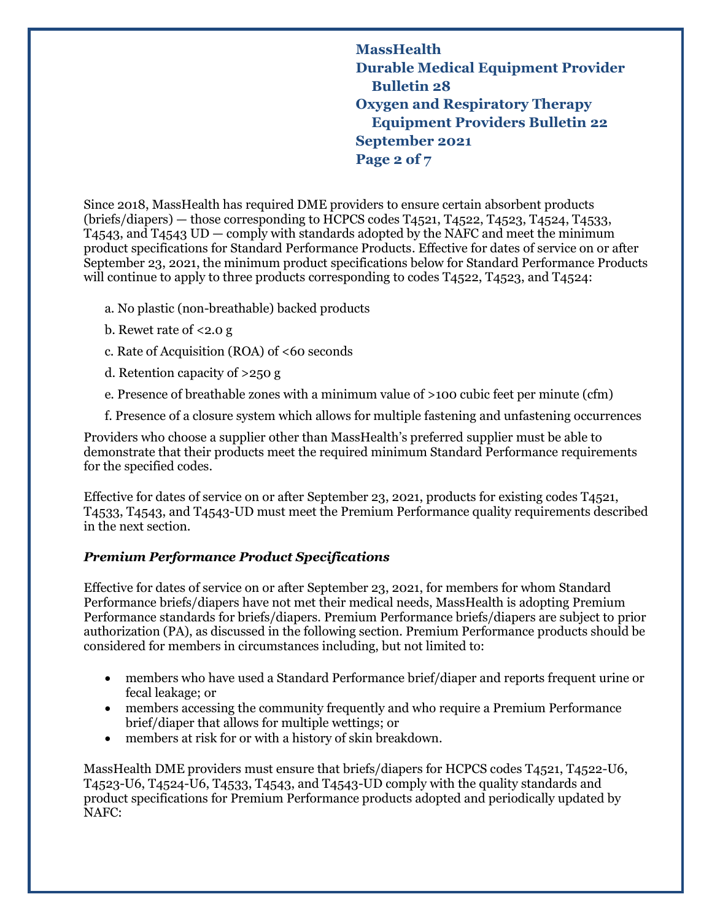Since 2018, MassHealth has required DME providers to ensure certain absorbent products (briefs/diapers) — those corresponding to HCPCS codes T4521, T4522, T4523, T4524, T4533, T4543, and T4543 UD — comply with standards adopted by the NAFC and meet the minimum product specifications for Standard Performance Products. Effective for dates of service on or after September 23, 2021, the minimum product specifications below for Standard Performance Products will continue to apply to three products corresponding to codes T4522, T4523, and T4524:

a. No plastic (non-breathable) backed products

b. Rewet rate of <2.0 g

c. Rate of Acquisition (ROA) of <60 seconds

d. Retention capacity of >250 g

e. Presence of breathable zones with a minimum value of >100 cubic feet per minute (cfm)

f. Presence of a closure system which allows for multiple fastening and unfastening occurrences

Providers who choose a supplier other than MassHealth's preferred supplier must be able to demonstrate that their products meet the required minimum Standard Performance requirements for the specified codes.

Effective for dates of service on or after September 23, 2021, products for existing codes T4521, T4533, T4543, and T4543-UD must meet the Premium Performance quality requirements described in the next section.

### *Premium Performance Product Specifications*

Effective for dates of service on or after September 23, 2021, for members for whom Standard Performance briefs/diapers have not met their medical needs, MassHealth is adopting Premium Performance standards for briefs/diapers. Premium Performance briefs/diapers are subject to prior authorization (PA), as discussed in the following section. Premium Performance products should be considered for members in circumstances including, but not limited to:

- members who have used a Standard Performance brief/diaper and reports frequent urine or fecal leakage; or
- members accessing the community frequently and who require a Premium Performance brief/diaper that allows for multiple wettings; or
- members at risk for or with a history of skin breakdown.

MassHealth DME providers must ensure that briefs/diapers for HCPCS codes T4521, T4522-U6, T4523-U6, T4524-U6, T4533, T4543, and T4543-UD comply with the quality standards and product specifications for Premium Performance products adopted and periodically updated by NAFC: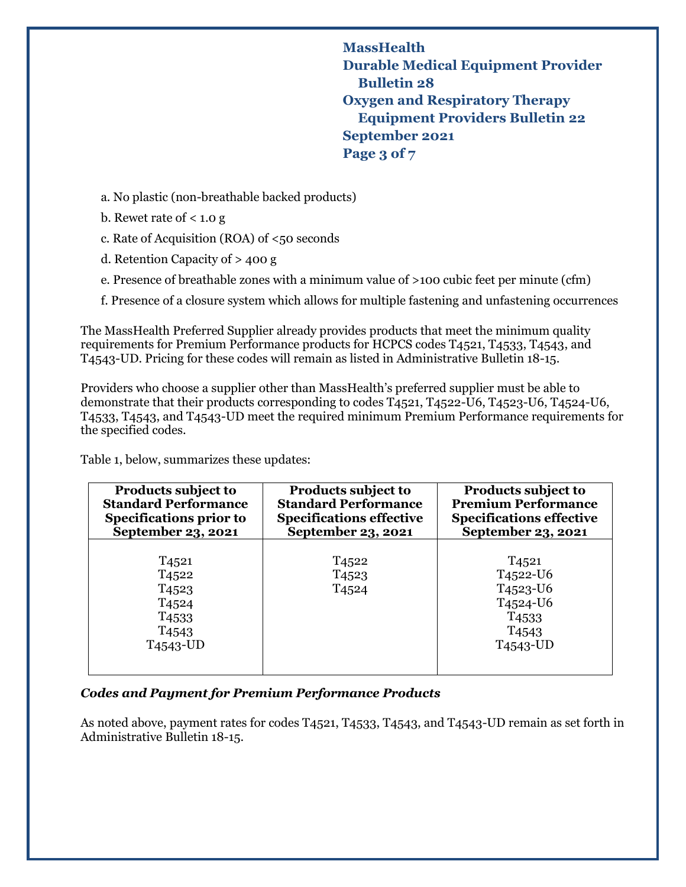a. No plastic (non-breathable backed products)

b. Rewet rate of < 1.0 g

c. Rate of Acquisition (ROA) of <50 seconds

d. Retention Capacity of > 400 g

e. Presence of breathable zones with a minimum value of >100 cubic feet per minute (cfm)

f. Presence of a closure system which allows for multiple fastening and unfastening occurrences

The MassHealth Preferred Supplier already provides products that meet the minimum quality requirements for Premium Performance products for HCPCS codes T4521, T4533, T4543, and T4543-UD. Pricing for these codes will remain as listed in Administrative Bulletin 18-15.

Providers who choose a supplier other than MassHealth's preferred supplier must be able to demonstrate that their products corresponding to codes T4521, T4522-U6, T4523-U6, T4524-U6, T4533, T4543, and T4543-UD meet the required minimum Premium Performance requirements for the specified codes.

Table 1, below, summarizes these updates:

| Products subject to Standard Performance Specifications prior to September 23, 2021 | Products subject to Standard Performance Specifications effective September 23, 2021 | Products subject to Premium Performance Specifications effective September 23, 2021 |
|---|---|---|
| T4521<br>T4522<br>T4523<br>T4524<br>T4533<br>T4543<br>T4543-UD | T4522<br>T4523<br>T4524 | T4521<br>T4522-U6<br>T4523-U6<br>T4524-U6<br>T4533<br>T4543<br>T4543-UD |

***Codes and Payment for Premium Performance Products***

As noted above, payment rates for codes T4521, T4533, T4543, and T4543-UD remain as set forth in Administrative Bulletin 18-15.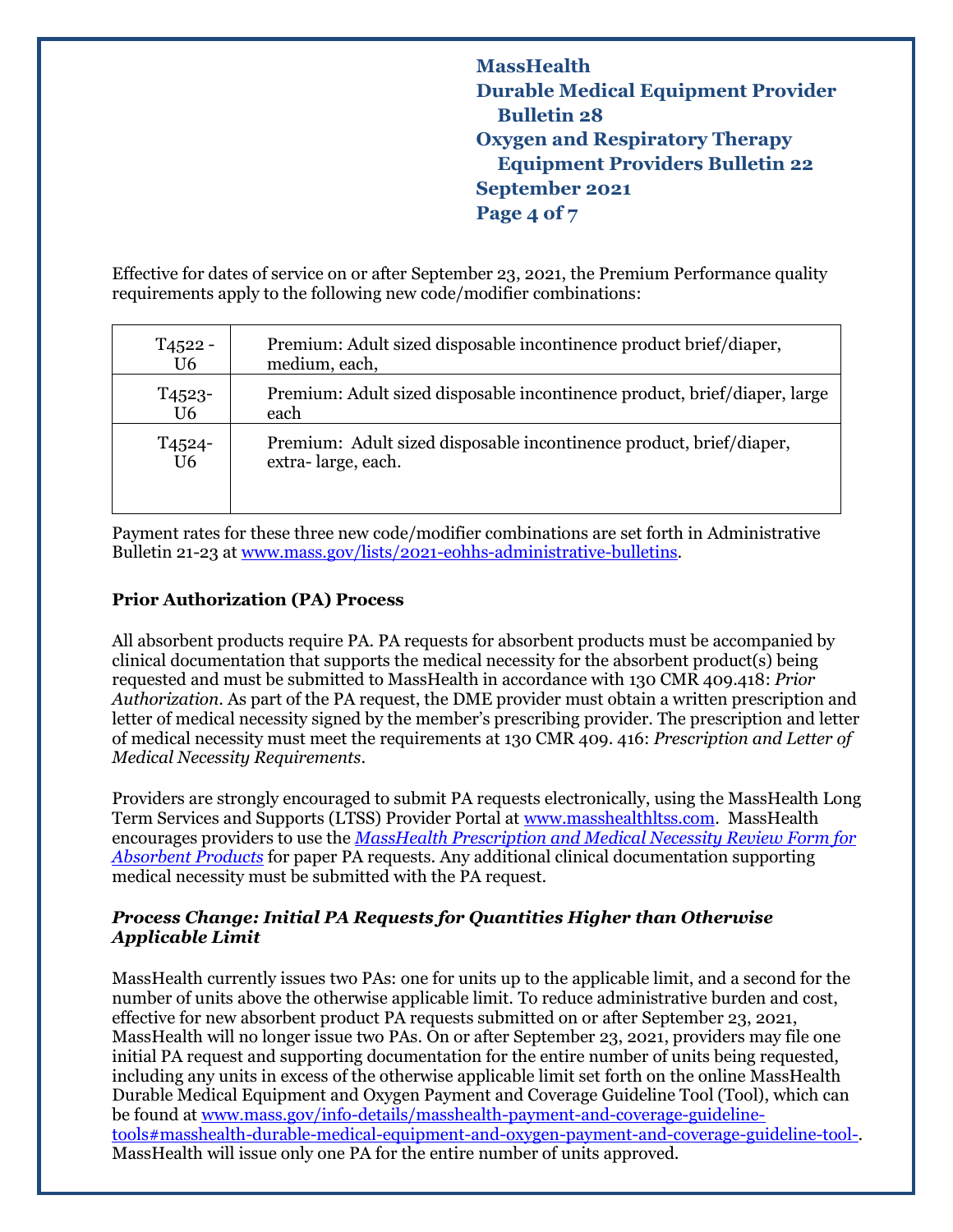Effective for dates of service on or after September 23, 2021, the Premium Performance quality requirements apply to the following new code/modifier combinations:

| | |
|---|---|
| T4522 - U6 | Premium: Adult sized disposable incontinence product brief/diaper, medium, each, |
| T4523-U6 | Premium: Adult sized disposable incontinence product, brief/diaper, large each |
| T4524-U6 | Premium: Adult sized disposable incontinence product, brief/diaper, extra- large, each. |

Payment rates for these three new code/modifier combinations are set forth in Administrative Bulletin 21-23 at www.mass.gov/lists/2021-eohhs-administrative-bulletins.

## Prior Authorization (PA) Process

All absorbent products require PA. PA requests for absorbent products must be accompanied by clinical documentation that supports the medical necessity for the absorbent product(s) being requested and must be submitted to MassHealth in accordance with 130 CMR 409.418: *Prior Authorization*. As part of the PA request, the DME provider must obtain a written prescription and letter of medical necessity signed by the member's prescribing provider. The prescription and letter of medical necessity must meet the requirements at 130 CMR 409. 416: *Prescription and Letter of Medical Necessity Requirements*.

Providers are strongly encouraged to submit PA requests electronically, using the MassHealth Long Term Services and Supports (LTSS) Provider Portal at www.masshealthltss.com. MassHealth encourages providers to use the *MassHealth Prescription and Medical Necessity Review Form for Absorbent Products* for paper PA requests. Any additional clinical documentation supporting medical necessity must be submitted with the PA request.

### *Process Change: Initial PA Requests for Quantities Higher than Otherwise Applicable Limit*

MassHealth currently issues two PAs: one for units up to the applicable limit, and a second for the number of units above the otherwise applicable limit. To reduce administrative burden and cost, effective for new absorbent product PA requests submitted on or after September 23, 2021, MassHealth will no longer issue two PAs. On or after September 23, 2021, providers may file one initial PA request and supporting documentation for the entire number of units being requested, including any units in excess of the otherwise applicable limit set forth on the online MassHealth Durable Medical Equipment and Oxygen Payment and Coverage Guideline Tool (Tool), which can be found at www.mass.gov/info-details/masshealth-payment-and-coverage-guideline-tools#masshealth-durable-medical-equipment-and-oxygen-payment-and-coverage-guideline-tool-. MassHealth will issue only one PA for the entire number of units approved.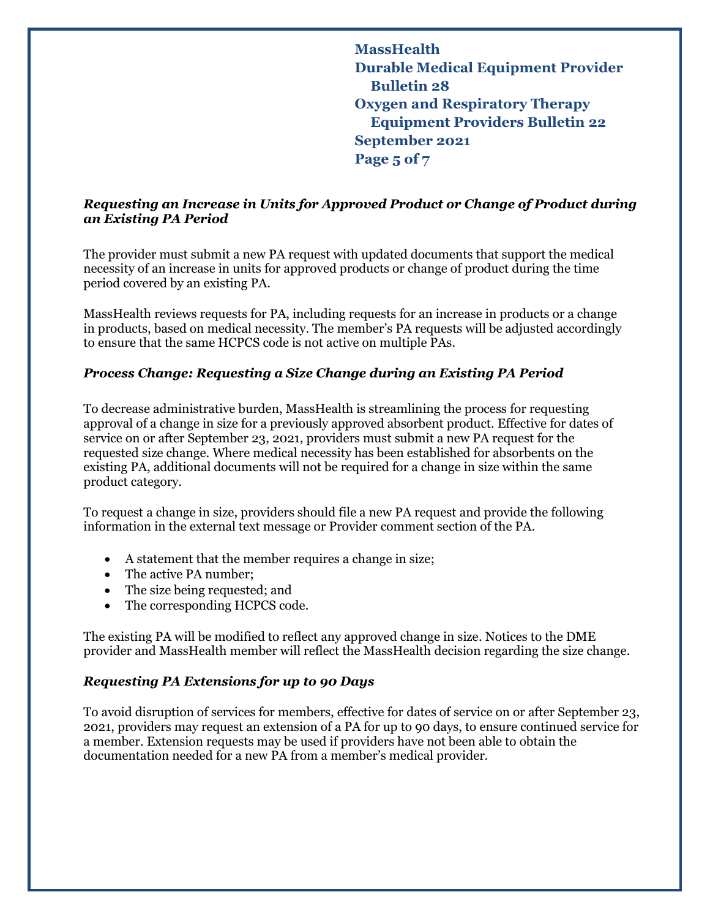### *Requesting an Increase in Units for Approved Product or Change of Product during an Existing PA Period*

The provider must submit a new PA request with updated documents that support the medical necessity of an increase in units for approved products or change of product during the time period covered by an existing PA.

MassHealth reviews requests for PA, including requests for an increase in products or a change in products, based on medical necessity. The member's PA requests will be adjusted accordingly to ensure that the same HCPCS code is not active on multiple PAs.

### *Process Change: Requesting a Size Change during an Existing PA Period*

To decrease administrative burden, MassHealth is streamlining the process for requesting approval of a change in size for a previously approved absorbent product. Effective for dates of service on or after September 23, 2021, providers must submit a new PA request for the requested size change. Where medical necessity has been established for absorbents on the existing PA, additional documents will not be required for a change in size within the same product category.

To request a change in size, providers should file a new PA request and provide the following information in the external text message or Provider comment section of the PA.

- A statement that the member requires a change in size;
- The active PA number;
- The size being requested; and
- The corresponding HCPCS code.

The existing PA will be modified to reflect any approved change in size. Notices to the DME provider and MassHealth member will reflect the MassHealth decision regarding the size change.

### *Requesting PA Extensions for up to 90 Days*

To avoid disruption of services for members, effective for dates of service on or after September 23, 2021, providers may request an extension of a PA for up to 90 days, to ensure continued service for a member. Extension requests may be used if providers have not been able to obtain the documentation needed for a new PA from a member's medical provider.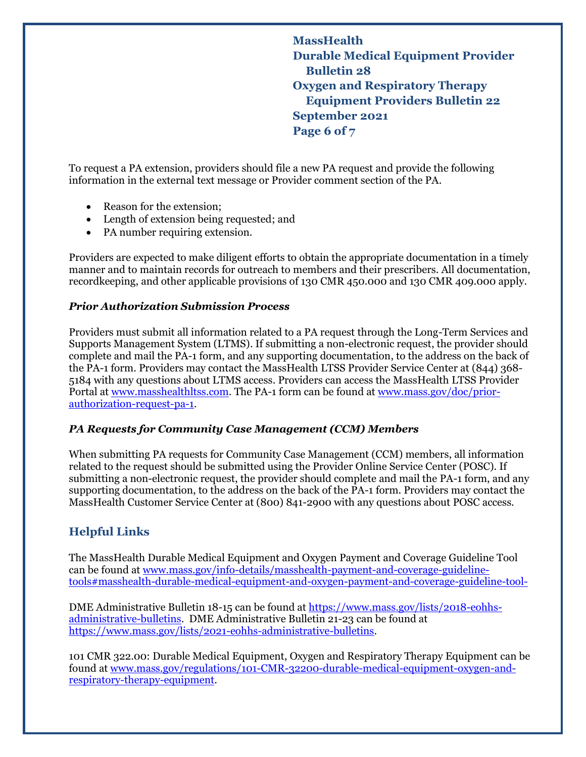To request a PA extension, providers should file a new PA request and provide the following information in the external text message or Provider comment section of the PA.

- Reason for the extension;
- Length of extension being requested; and
- PA number requiring extension.

Providers are expected to make diligent efforts to obtain the appropriate documentation in a timely manner and to maintain records for outreach to members and their prescribers. All documentation, recordkeeping, and other applicable provisions of 130 CMR 450.000 and 130 CMR 409.000 apply.

### *Prior Authorization Submission Process*

Providers must submit all information related to a PA request through the Long-Term Services and Supports Management System (LTMS). If submitting a non-electronic request, the provider should complete and mail the PA-1 form, and any supporting documentation, to the address on the back of the PA-1 form. Providers may contact the MassHealth LTSS Provider Service Center at (844) 368-5184 with any questions about LTMS access. Providers can access the MassHealth LTSS Provider Portal at www.masshealthltss.com. The PA-1 form can be found at www.mass.gov/doc/prior-authorization-request-pa-1.

### *PA Requests for Community Case Management (CCM) Members*

When submitting PA requests for Community Case Management (CCM) members, all information related to the request should be submitted using the Provider Online Service Center (POSC). If submitting a non-electronic request, the provider should complete and mail the PA-1 form, and any supporting documentation, to the address on the back of the PA-1 form. Providers may contact the MassHealth Customer Service Center at (800) 841-2900 with any questions about POSC access.

## Helpful Links

The MassHealth Durable Medical Equipment and Oxygen Payment and Coverage Guideline Tool can be found at www.mass.gov/info-details/masshealth-payment-and-coverage-guideline-tools#masshealth-durable-medical-equipment-and-oxygen-payment-and-coverage-guideline-tool-

DME Administrative Bulletin 18-15 can be found at https://www.mass.gov/lists/2018-eohhs-administrative-bulletins. DME Administrative Bulletin 21-23 can be found at https://www.mass.gov/lists/2021-eohhs-administrative-bulletins.

101 CMR 322.00: Durable Medical Equipment, Oxygen and Respiratory Therapy Equipment can be found at www.mass.gov/regulations/101-CMR-32200-durable-medical-equipment-oxygen-and-respiratory-therapy-equipment.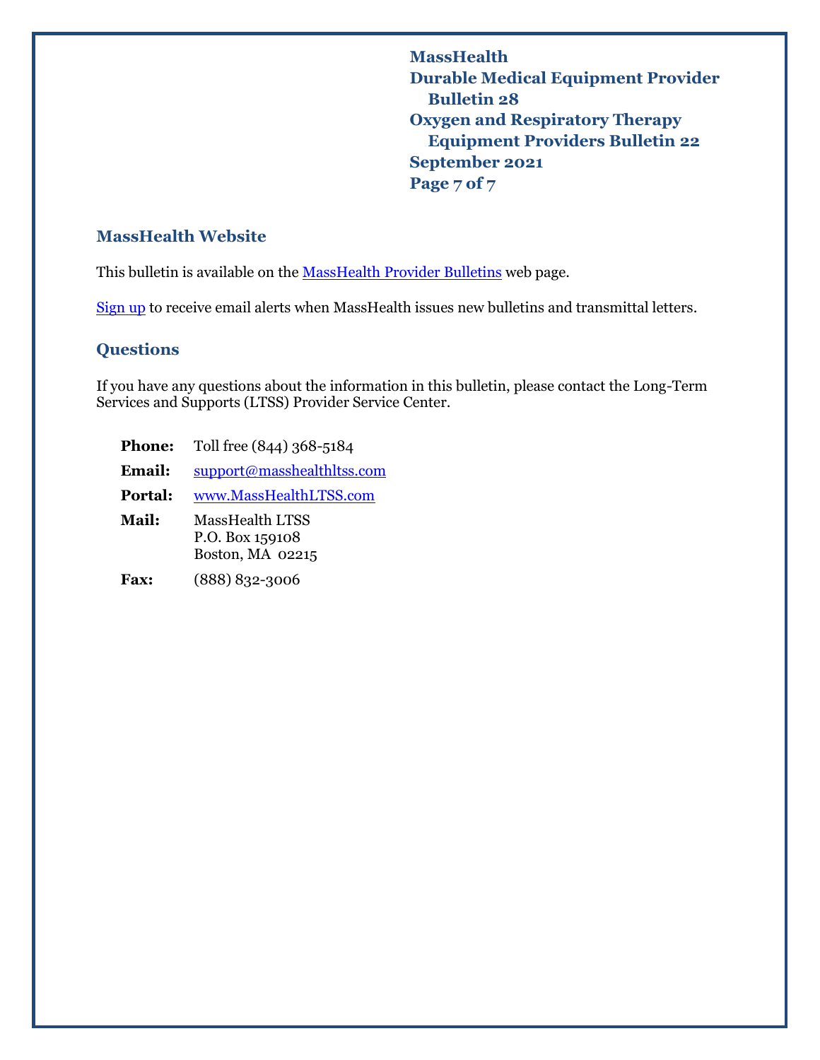## MassHealth Website

This bulletin is available on the MassHealth Provider Bulletins web page.

Sign up to receive email alerts when MassHealth issues new bulletins and transmittal letters.

## Questions

If you have any questions about the information in this bulletin, please contact the Long-Term Services and Supports (LTSS) Provider Service Center.

| | |
|---|---|
| **Phone:** | Toll free (844) 368-5184 |
| **Email:** | support@masshealthltss.com |
| **Portal:** | www.MassHealthLTSS.com |
| **Mail:** | MassHealth LTSS<br>P.O. Box 159108<br>Boston, MA 02215 |
| **Fax:** | (888) 832-3006 |